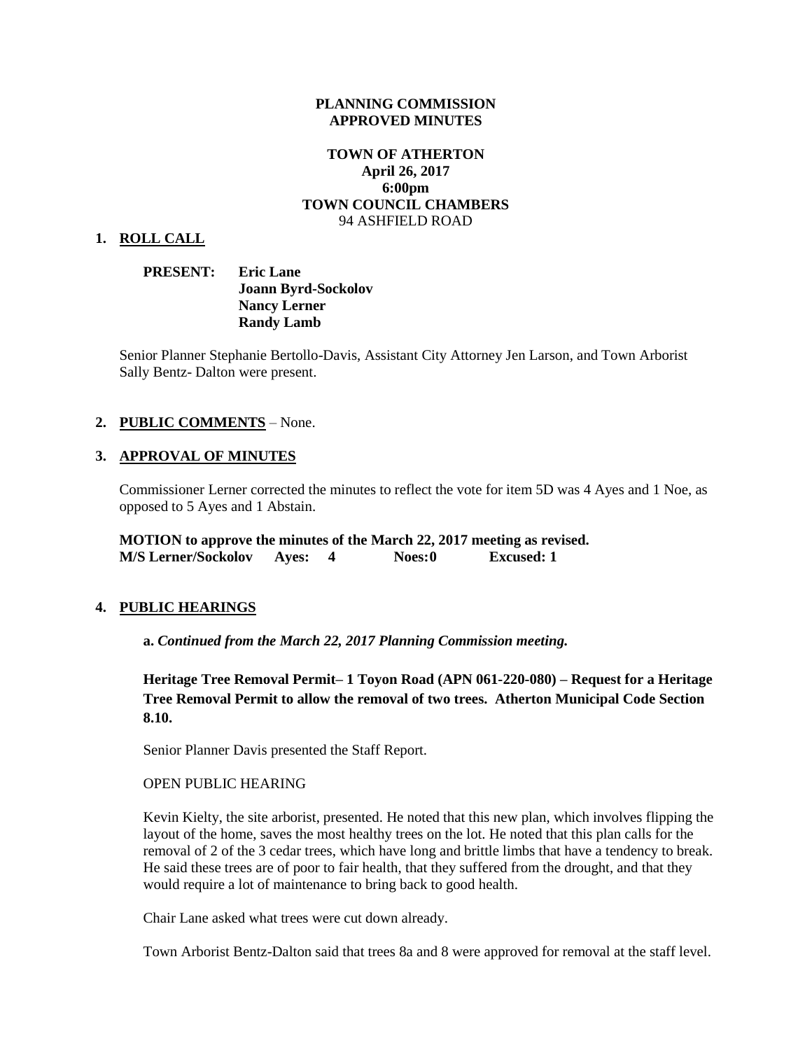**PLANNING COMMISSION**
**APPROVED MINUTES**

**TOWN OF ATHERTON**
**April 26, 2017**
**6:00pm**
**TOWN COUNCIL CHAMBERS**
94 ASHFIELD ROAD

## 1. ROLL CALL

**PRESENT:** **Eric Lane**
**Joann Byrd-Sockolov**
**Nancy Lerner**
**Randy Lamb**

Senior Planner Stephanie Bertollo-Davis, Assistant City Attorney Jen Larson, and Town Arborist Sally Bentz- Dalton were present.

## 2. PUBLIC COMMENTS – None.

## 3. APPROVAL OF MINUTES

Commissioner Lerner corrected the minutes to reflect the vote for item 5D was 4 Ayes and 1 Noe, as opposed to 5 Ayes and 1 Abstain.

**MOTION to approve the minutes of the March 22, 2017 meeting as revised.**
**M/S Lerner/Sockolov Ayes: 4 Noes: 0 Excused: 1**

## 4. PUBLIC HEARINGS

**a.** ***Continued from the March 22, 2017 Planning Commission meeting.***

**Heritage Tree Removal Permit– 1 Toyon Road (APN 061-220-080) – Request for a Heritage Tree Removal Permit to allow the removal of two trees. Atherton Municipal Code Section 8.10.**

Senior Planner Davis presented the Staff Report.

OPEN PUBLIC HEARING

Kevin Kielty, the site arborist, presented. He noted that this new plan, which involves flipping the layout of the home, saves the most healthy trees on the lot. He noted that this plan calls for the removal of 2 of the 3 cedar trees, which have long and brittle limbs that have a tendency to break. He said these trees are of poor to fair health, that they suffered from the drought, and that they would require a lot of maintenance to bring back to good health.

Chair Lane asked what trees were cut down already.

Town Arborist Bentz-Dalton said that trees 8a and 8 were approved for removal at the staff level.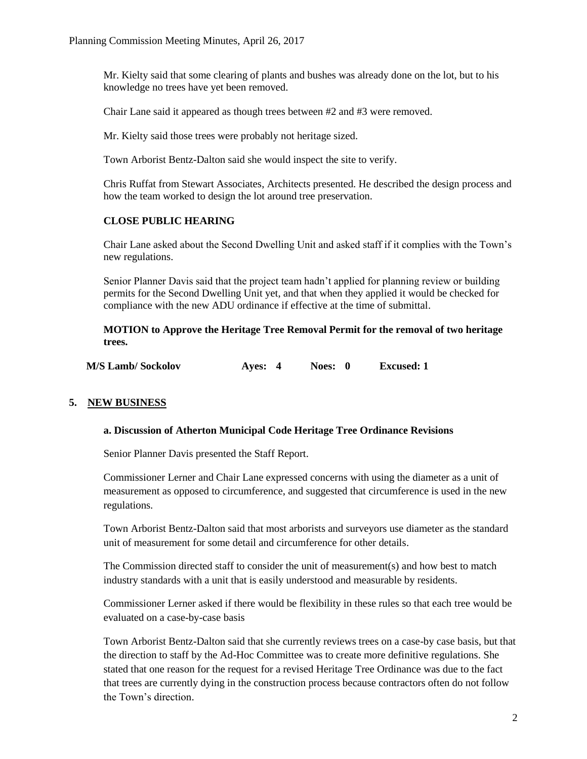Mr. Kielty said that some clearing of plants and bushes was already done on the lot, but to his knowledge no trees have yet been removed.

Chair Lane said it appeared as though trees between #2 and #3 were removed.

Mr. Kielty said those trees were probably not heritage sized.

Town Arborist Bentz-Dalton said she would inspect the site to verify.

Chris Ruffat from Stewart Associates, Architects presented. He described the design process and how the team worked to design the lot around tree preservation.

**CLOSE PUBLIC HEARING**

Chair Lane asked about the Second Dwelling Unit and asked staff if it complies with the Town's new regulations.

Senior Planner Davis said that the project team hadn't applied for planning review or building permits for the Second Dwelling Unit yet, and that when they applied it would be checked for compliance with the new ADU ordinance if effective at the time of submittal.

**MOTION to Approve the Heritage Tree Removal Permit for the removal of two heritage trees.**

**M/S Lamb/ Sockolov Ayes: 4 Noes: 0 Excused: 1**

## 5. NEW BUSINESS

### a. Discussion of Atherton Municipal Code Heritage Tree Ordinance Revisions

Senior Planner Davis presented the Staff Report.

Commissioner Lerner and Chair Lane expressed concerns with using the diameter as a unit of measurement as opposed to circumference, and suggested that circumference is used in the new regulations.

Town Arborist Bentz-Dalton said that most arborists and surveyors use diameter as the standard unit of measurement for some detail and circumference for other details.

The Commission directed staff to consider the unit of measurement(s) and how best to match industry standards with a unit that is easily understood and measurable by residents.

Commissioner Lerner asked if there would be flexibility in these rules so that each tree would be evaluated on a case-by-case basis

Town Arborist Bentz-Dalton said that she currently reviews trees on a case-by case basis, but that the direction to staff by the Ad-Hoc Committee was to create more definitive regulations. She stated that one reason for the request for a revised Heritage Tree Ordinance was due to the fact that trees are currently dying in the construction process because contractors often do not follow the Town's direction.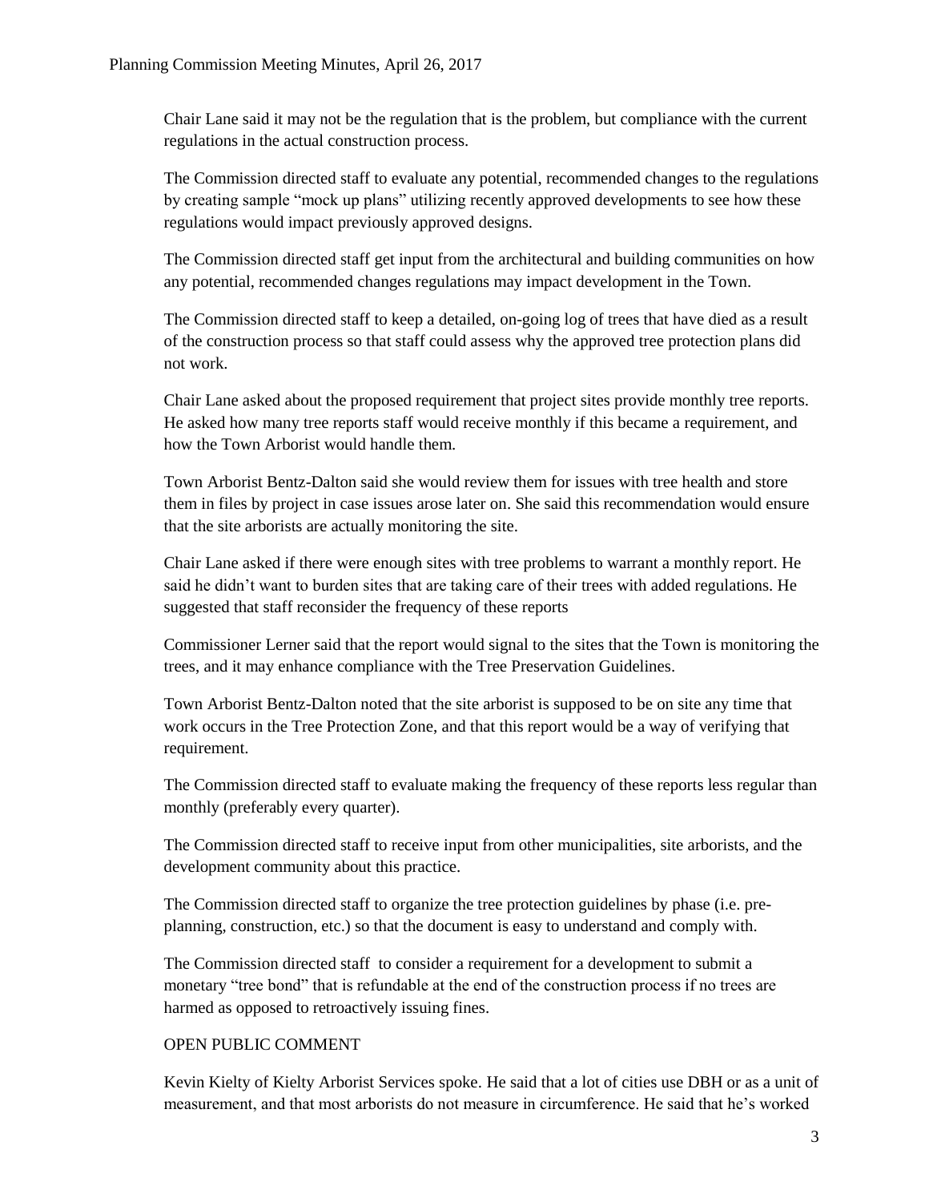Chair Lane said it may not be the regulation that is the problem, but compliance with the current regulations in the actual construction process.

The Commission directed staff to evaluate any potential, recommended changes to the regulations by creating sample "mock up plans" utilizing recently approved developments to see how these regulations would impact previously approved designs.

The Commission directed staff get input from the architectural and building communities on how any potential, recommended changes regulations may impact development in the Town.

The Commission directed staff to keep a detailed, on-going log of trees that have died as a result of the construction process so that staff could assess why the approved tree protection plans did not work.

Chair Lane asked about the proposed requirement that project sites provide monthly tree reports. He asked how many tree reports staff would receive monthly if this became a requirement, and how the Town Arborist would handle them.

Town Arborist Bentz-Dalton said she would review them for issues with tree health and store them in files by project in case issues arose later on. She said this recommendation would ensure that the site arborists are actually monitoring the site.

Chair Lane asked if there were enough sites with tree problems to warrant a monthly report. He said he didn't want to burden sites that are taking care of their trees with added regulations. He suggested that staff reconsider the frequency of these reports

Commissioner Lerner said that the report would signal to the sites that the Town is monitoring the trees, and it may enhance compliance with the Tree Preservation Guidelines.

Town Arborist Bentz-Dalton noted that the site arborist is supposed to be on site any time that work occurs in the Tree Protection Zone, and that this report would be a way of verifying that requirement.

The Commission directed staff to evaluate making the frequency of these reports less regular than monthly (preferably every quarter).

The Commission directed staff to receive input from other municipalities, site arborists, and the development community about this practice.

The Commission directed staff to organize the tree protection guidelines by phase (i.e. pre-planning, construction, etc.) so that the document is easy to understand and comply with.

The Commission directed staff to consider a requirement for a development to submit a monetary "tree bond" that is refundable at the end of the construction process if no trees are harmed as opposed to retroactively issuing fines.

OPEN PUBLIC COMMENT

Kevin Kielty of Kielty Arborist Services spoke. He said that a lot of cities use DBH or as a unit of measurement, and that most arborists do not measure in circumference. He said that he's worked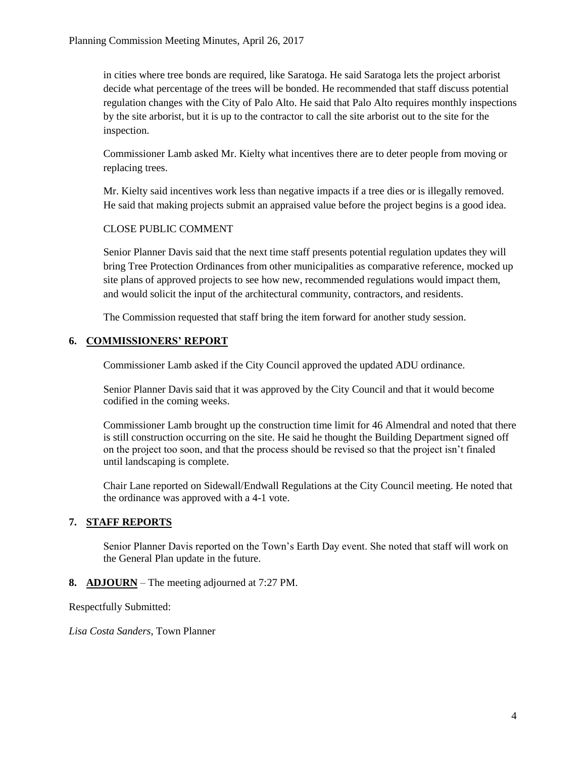in cities where tree bonds are required, like Saratoga. He said Saratoga lets the project arborist decide what percentage of the trees will be bonded. He recommended that staff discuss potential regulation changes with the City of Palo Alto. He said that Palo Alto requires monthly inspections by the site arborist, but it is up to the contractor to call the site arborist out to the site for the inspection.

Commissioner Lamb asked Mr. Kielty what incentives there are to deter people from moving or replacing trees.

Mr. Kielty said incentives work less than negative impacts if a tree dies or is illegally removed. He said that making projects submit an appraised value before the project begins is a good idea.

CLOSE PUBLIC COMMENT

Senior Planner Davis said that the next time staff presents potential regulation updates they will bring Tree Protection Ordinances from other municipalities as comparative reference, mocked up site plans of approved projects to see how new, recommended regulations would impact them, and would solicit the input of the architectural community, contractors, and residents.

The Commission requested that staff bring the item forward for another study session.

## 6. <u>COMMISSIONERS' REPORT</u>

Commissioner Lamb asked if the City Council approved the updated ADU ordinance.

Senior Planner Davis said that it was approved by the City Council and that it would become codified in the coming weeks.

Commissioner Lamb brought up the construction time limit for 46 Almendral and noted that there is still construction occurring on the site. He said he thought the Building Department signed off on the project too soon, and that the process should be revised so that the project isn't finaled until landscaping is complete.

Chair Lane reported on Sidewall/Endwall Regulations at the City Council meeting. He noted that the ordinance was approved with a 4-1 vote.

## 7. <u>STAFF REPORTS</u>

Senior Planner Davis reported on the Town's Earth Day event. She noted that staff will work on the General Plan update in the future.

**8. <u>ADJOURN</u>** – The meeting adjourned at 7:27 PM.

Respectfully Submitted:

*Lisa Costa Sanders*, Town Planner